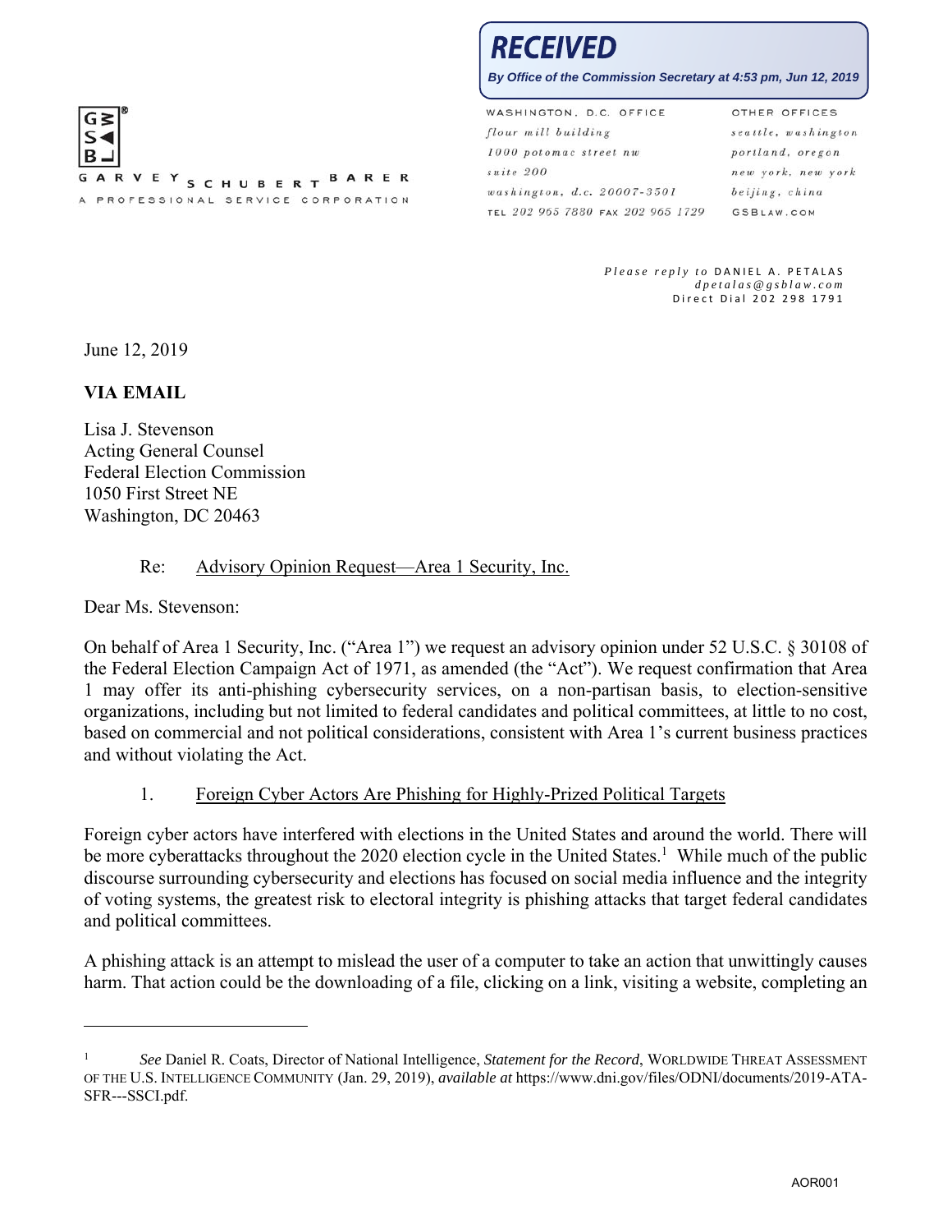**RECEIVED**

*By Office of the Commission Secretary at 4:53 pm, Jun 12, 2019*

GARVEY SCHUBERT BARER
A PROFESSIONAL SERVICE CORPORATION

WASHINGTON, D.C. OFFICE
flour mill building
1000 potomac street nw
suite 200
washington, d.c. 20007-3501
TEL 202 965 7880 FAX 202 965 1729

OTHER OFFICES
seattle, washington
portland, oregon
new york, new york
beijing, china
GSBLAW.COM

*Please reply to* DANIEL A. PETALAS
*dpetalas@gsblaw.com*
Direct Dial 202 298 1791

June 12, 2019

**VIA EMAIL**

Lisa J. Stevenson
Acting General Counsel
Federal Election Commission
1050 First Street NE
Washington, DC 20463

Re: Advisory Opinion Request—Area 1 Security, Inc.

Dear Ms. Stevenson:

On behalf of Area 1 Security, Inc. ("Area 1") we request an advisory opinion under 52 U.S.C. § 30108 of the Federal Election Campaign Act of 1971, as amended (the "Act"). We request confirmation that Area 1 may offer its anti-phishing cybersecurity services, on a non-partisan basis, to election-sensitive organizations, including but not limited to federal candidates and political committees, at little to no cost, based on commercial and not political considerations, consistent with Area 1's current business practices and without violating the Act.

1. Foreign Cyber Actors Are Phishing for Highly-Prized Political Targets

Foreign cyber actors have interfered with elections in the United States and around the world. There will be more cyberattacks throughout the 2020 election cycle in the United States.[1] While much of the public discourse surrounding cybersecurity and elections has focused on social media influence and the integrity of voting systems, the greatest risk to electoral integrity is phishing attacks that target federal candidates and political committees.

A phishing attack is an attempt to mislead the user of a computer to take an action that unwittingly causes harm. That action could be the downloading of a file, clicking on a link, visiting a website, completing an

---

[1] *See* Daniel R. Coats, Director of National Intelligence, *Statement for the Record*, WORLDWIDE THREAT ASSESSMENT OF THE U.S. INTELLIGENCE COMMUNITY (Jan. 29, 2019), *available at* https://www.dni.gov/files/ODNI/documents/2019-ATA-SFR---SSCI.pdf.

AOR001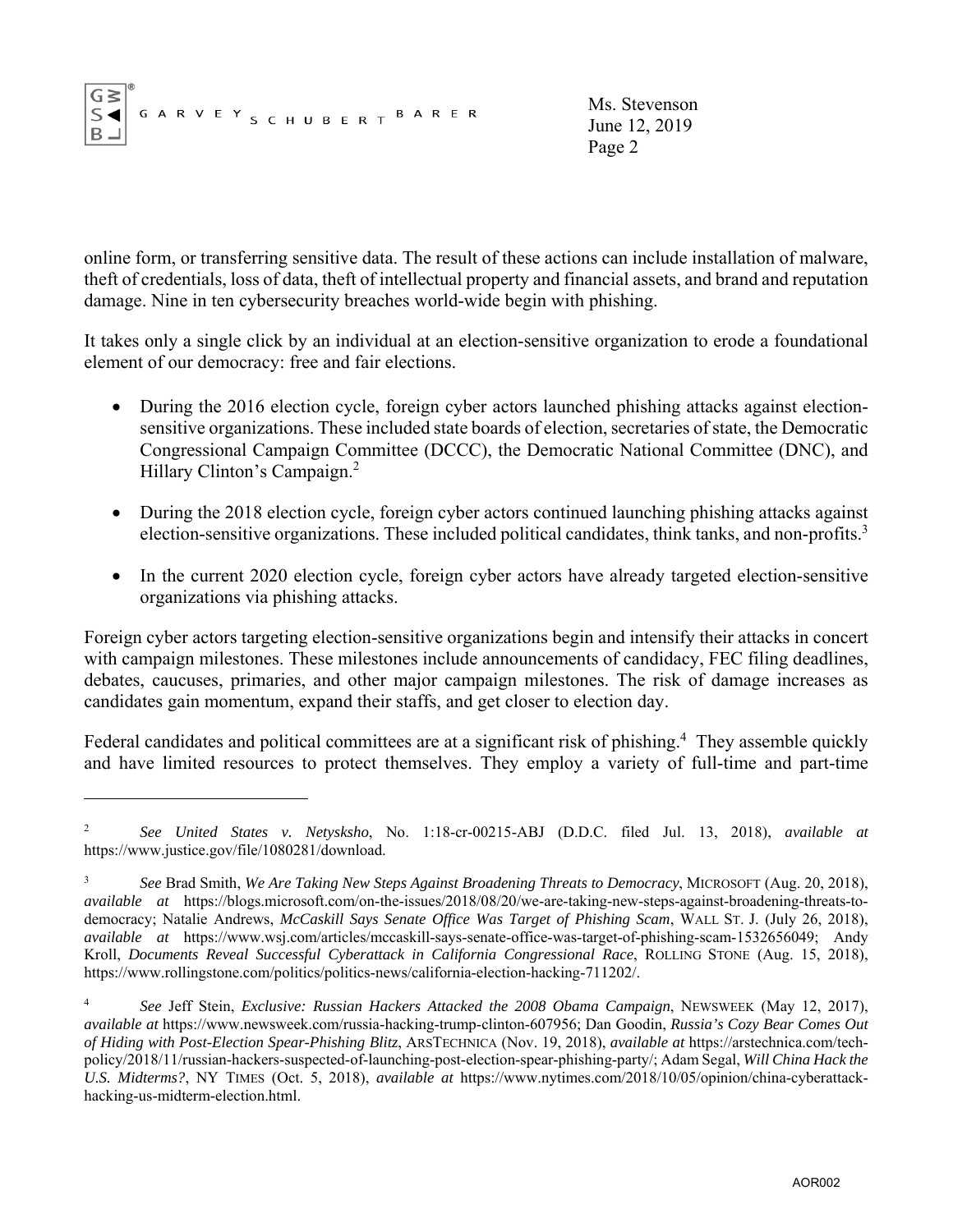online form, or transferring sensitive data. The result of these actions can include installation of malware, theft of credentials, loss of data, theft of intellectual property and financial assets, and brand and reputation damage. Nine in ten cybersecurity breaches world-wide begin with phishing.

It takes only a single click by an individual at an election-sensitive organization to erode a foundational element of our democracy: free and fair elections.

- During the 2016 election cycle, foreign cyber actors launched phishing attacks against election-sensitive organizations. These included state boards of election, secretaries of state, the Democratic Congressional Campaign Committee (DCCC), the Democratic National Committee (DNC), and Hillary Clinton's Campaign.[2]

- During the 2018 election cycle, foreign cyber actors continued launching phishing attacks against election-sensitive organizations. These included political candidates, think tanks, and non-profits.[3]

- In the current 2020 election cycle, foreign cyber actors have already targeted election-sensitive organizations via phishing attacks.

Foreign cyber actors targeting election-sensitive organizations begin and intensify their attacks in concert with campaign milestones. These milestones include announcements of candidacy, FEC filing deadlines, debates, caucuses, primaries, and other major campaign milestones. The risk of damage increases as candidates gain momentum, expand their staffs, and get closer to election day.

Federal candidates and political committees are at a significant risk of phishing.[4] They assemble quickly and have limited resources to protect themselves. They employ a variety of full-time and part-time

---

[2] *See United States v. Netysksho*, No. 1:18-cr-00215-ABJ (D.D.C. filed Jul. 13, 2018), *available at* https://www.justice.gov/file/1080281/download.

[3] *See* Brad Smith, *We Are Taking New Steps Against Broadening Threats to Democracy*, MICROSOFT (Aug. 20, 2018), *available at* https://blogs.microsoft.com/on-the-issues/2018/08/20/we-are-taking-new-steps-against-broadening-threats-to-democracy; Natalie Andrews, *McCaskill Says Senate Office Was Target of Phishing Scam*, WALL ST. J. (July 26, 2018), *available at* https://www.wsj.com/articles/mccaskill-says-senate-office-was-target-of-phishing-scam-1532656049; Andy Kroll, *Documents Reveal Successful Cyberattack in California Congressional Race*, ROLLING STONE (Aug. 15, 2018), https://www.rollingstone.com/politics/politics-news/california-election-hacking-711202/.

[4] *See* Jeff Stein, *Exclusive: Russian Hackers Attacked the 2008 Obama Campaign*, NEWSWEEK (May 12, 2017), *available at* https://www.newsweek.com/russia-hacking-trump-clinton-607956; Dan Goodin, *Russia's Cozy Bear Comes Out of Hiding with Post-Election Spear-Phishing Blitz*, ARSTECHNICA (Nov. 19, 2018), *available at* https://arstechnica.com/tech-policy/2018/11/russian-hackers-suspected-of-launching-post-election-spear-phishing-party/; Adam Segal, *Will China Hack the U.S. Midterms?*, NY TIMES (Oct. 5, 2018), *available at* https://www.nytimes.com/2018/10/05/opinion/china-cyberattack-hacking-us-midterm-election.html.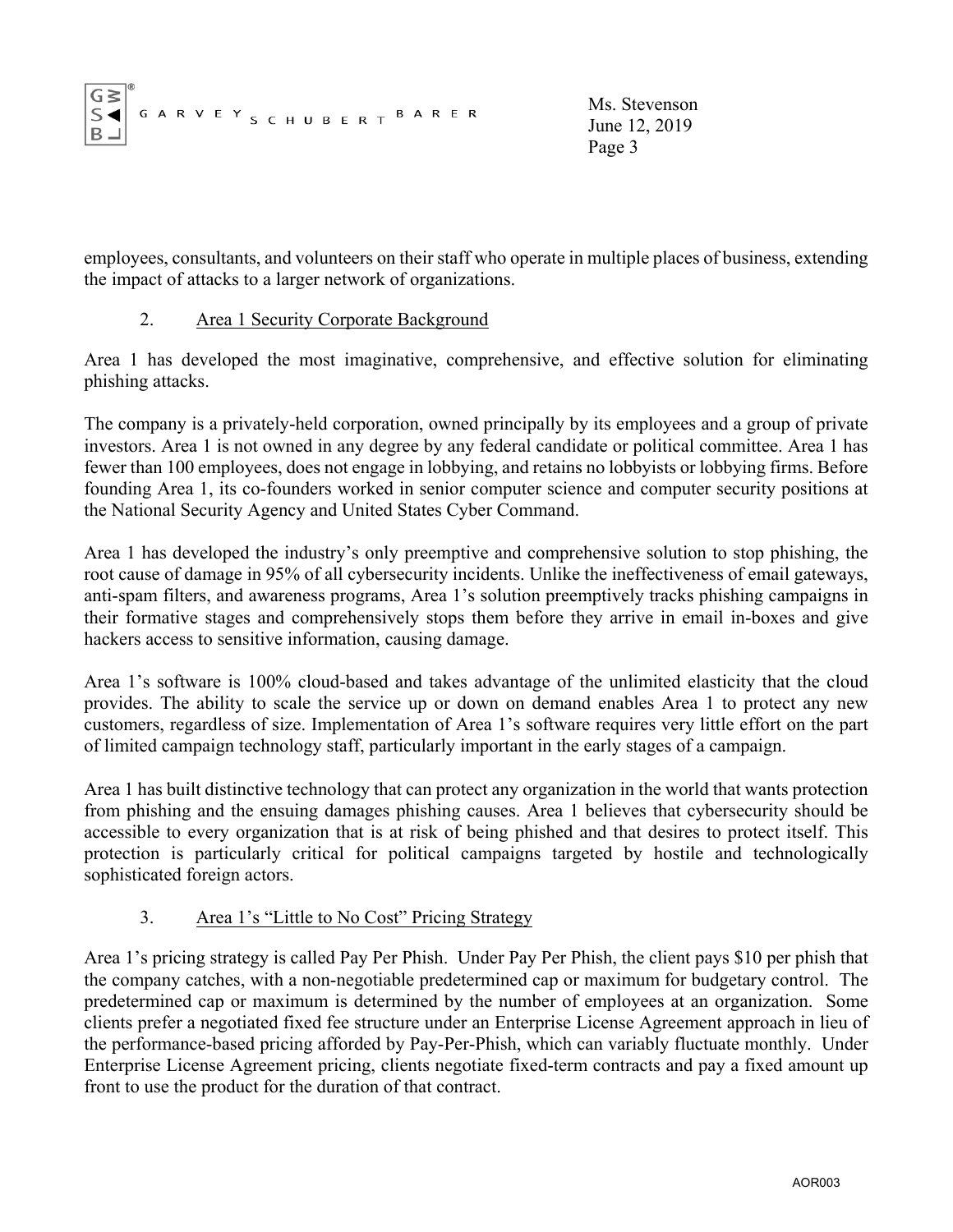employees, consultants, and volunteers on their staff who operate in multiple places of business, extending the impact of attacks to a larger network of organizations.

2. Area 1 Security Corporate Background

Area 1 has developed the most imaginative, comprehensive, and effective solution for eliminating phishing attacks.

The company is a privately-held corporation, owned principally by its employees and a group of private investors. Area 1 is not owned in any degree by any federal candidate or political committee. Area 1 has fewer than 100 employees, does not engage in lobbying, and retains no lobbyists or lobbying firms. Before founding Area 1, its co-founders worked in senior computer science and computer security positions at the National Security Agency and United States Cyber Command.

Area 1 has developed the industry's only preemptive and comprehensive solution to stop phishing, the root cause of damage in 95% of all cybersecurity incidents. Unlike the ineffectiveness of email gateways, anti-spam filters, and awareness programs, Area 1's solution preemptively tracks phishing campaigns in their formative stages and comprehensively stops them before they arrive in email in-boxes and give hackers access to sensitive information, causing damage.

Area 1's software is 100% cloud-based and takes advantage of the unlimited elasticity that the cloud provides. The ability to scale the service up or down on demand enables Area 1 to protect any new customers, regardless of size. Implementation of Area 1's software requires very little effort on the part of limited campaign technology staff, particularly important in the early stages of a campaign.

Area 1 has built distinctive technology that can protect any organization in the world that wants protection from phishing and the ensuing damages phishing causes. Area 1 believes that cybersecurity should be accessible to every organization that is at risk of being phished and that desires to protect itself. This protection is particularly critical for political campaigns targeted by hostile and technologically sophisticated foreign actors.

3. Area 1's "Little to No Cost" Pricing Strategy

Area 1's pricing strategy is called Pay Per Phish. Under Pay Per Phish, the client pays $10 per phish that the company catches, with a non-negotiable predetermined cap or maximum for budgetary control. The predetermined cap or maximum is determined by the number of employees at an organization. Some clients prefer a negotiated fixed fee structure under an Enterprise License Agreement approach in lieu of the performance-based pricing afforded by Pay-Per-Phish, which can variably fluctuate monthly. Under Enterprise License Agreement pricing, clients negotiate fixed-term contracts and pay a fixed amount up front to use the product for the duration of that contract.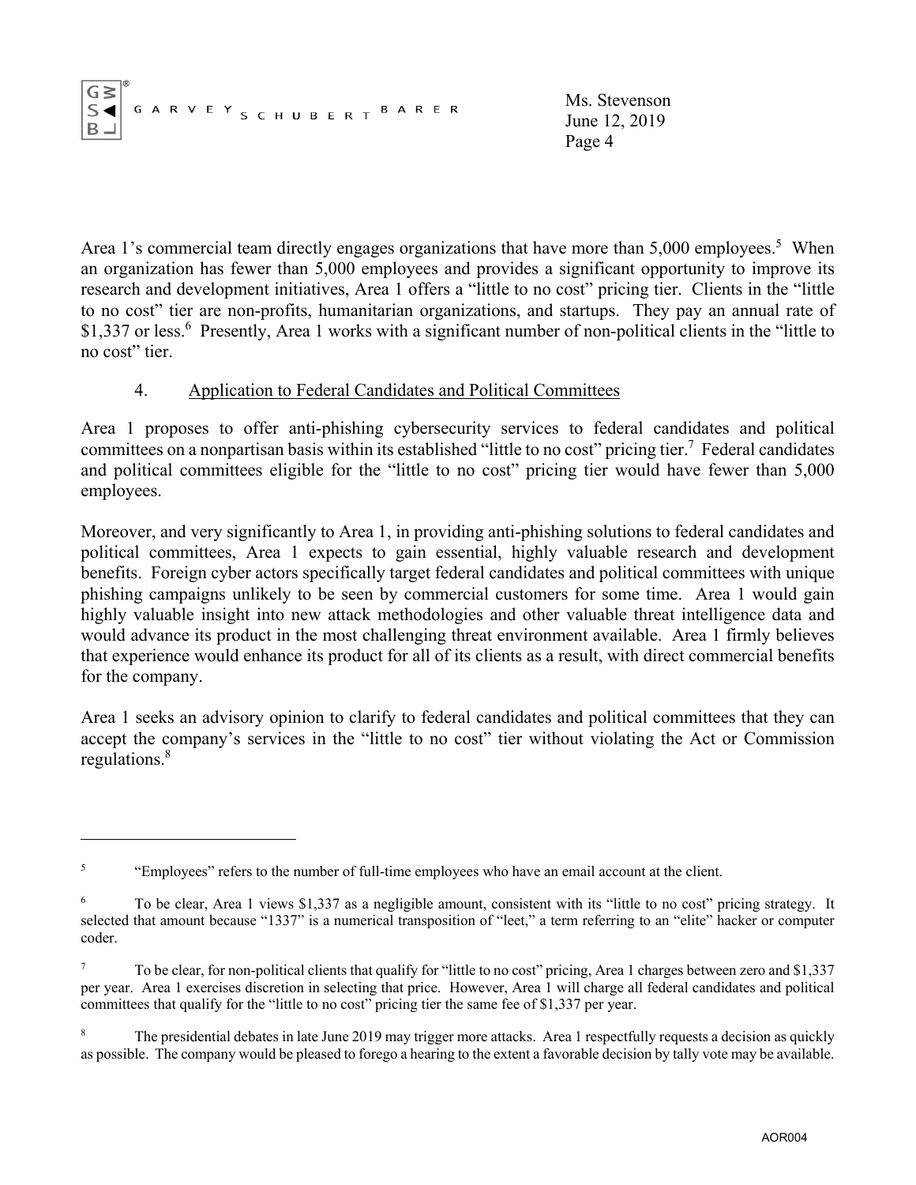Area 1's commercial team directly engages organizations that have more than 5,000 employees.[5] When an organization has fewer than 5,000 employees and provides a significant opportunity to improve its research and development initiatives, Area 1 offers a "little to no cost" pricing tier. Clients in the "little to no cost" tier are non-profits, humanitarian organizations, and startups. They pay an annual rate of $1,337 or less.[6] Presently, Area 1 works with a significant number of non-political clients in the "little to no cost" tier.

4. Application to Federal Candidates and Political Committees

Area 1 proposes to offer anti-phishing cybersecurity services to federal candidates and political committees on a nonpartisan basis within its established "little to no cost" pricing tier.[7] Federal candidates and political committees eligible for the "little to no cost" pricing tier would have fewer than 5,000 employees.

Moreover, and very significantly to Area 1, in providing anti-phishing solutions to federal candidates and political committees, Area 1 expects to gain essential, highly valuable research and development benefits. Foreign cyber actors specifically target federal candidates and political committees with unique phishing campaigns unlikely to be seen by commercial customers for some time. Area 1 would gain highly valuable insight into new attack methodologies and other valuable threat intelligence data and would advance its product in the most challenging threat environment available. Area 1 firmly believes that experience would enhance its product for all of its clients as a result, with direct commercial benefits for the company.

Area 1 seeks an advisory opinion to clarify to federal candidates and political committees that they can accept the company's services in the "little to no cost" tier without violating the Act or Commission regulations.[8]

---

[5] "Employees" refers to the number of full-time employees who have an email account at the client.

[6] To be clear, Area 1 views $1,337 as a negligible amount, consistent with its "little to no cost" pricing strategy. It selected that amount because "1337" is a numerical transposition of "leet," a term referring to an "elite" hacker or computer coder.

[7] To be clear, for non-political clients that qualify for "little to no cost" pricing, Area 1 charges between zero and $1,337 per year. Area 1 exercises discretion in selecting that price. However, Area 1 will charge all federal candidates and political committees that qualify for the "little to no cost" pricing tier the same fee of $1,337 per year.

[8] The presidential debates in late June 2019 may trigger more attacks. Area 1 respectfully requests a decision as quickly as possible. The company would be pleased to forego a hearing to the extent a favorable decision by tally vote may be available.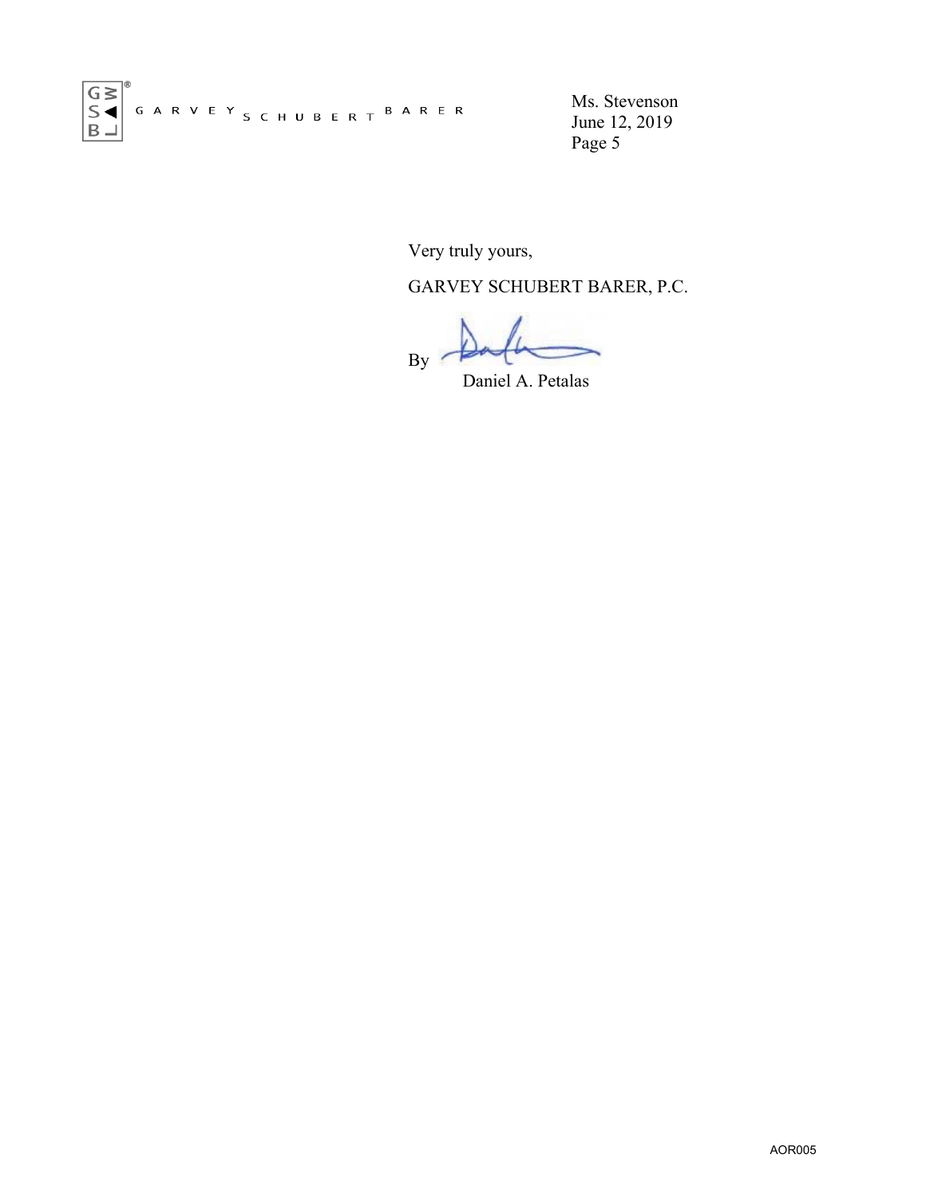Very truly yours,

GARVEY SCHUBERT BARER, P.C.

By

Daniel A. Petalas

AOR005